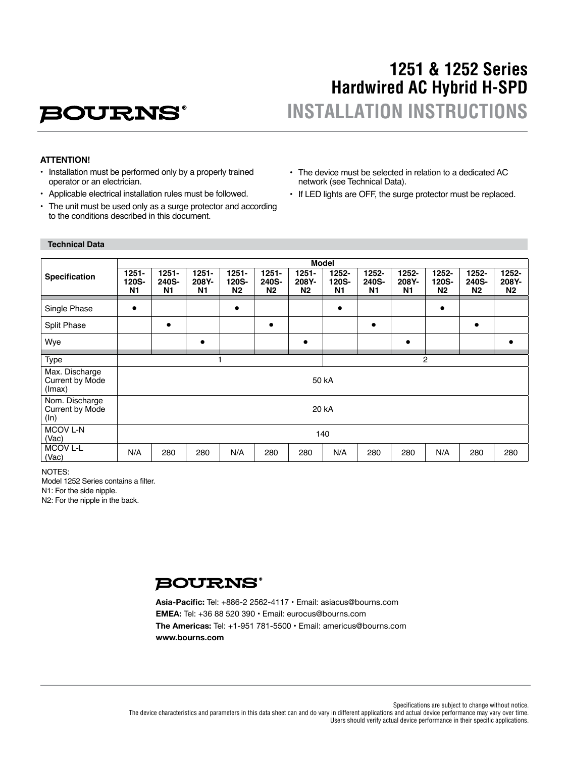# 1251 & 1252 Series Hardwired AC Hybrid H-SPD

## INSTALLATION INSTRUCTIONS

**ATTENTION!**

- Installation must be performed only by a properly trained operator or an electrician.
- Applicable electrical installation rules must be followed.
- The unit must be used only as a surge protector and according to the conditions described in this document.
- The device must be selected in relation to a dedicated AC network (see Technical Data).
- If LED lights are OFF, the surge protector must be replaced.

### Technical Data

| Specification | Model | | | | | | | | | | | |
|---|---|---|---|---|---|---|---|---|---|---|---|---|
| | 1251-120S-N1 | 1251-240S-N1 | 1251-208Y-N1 | 1251-120S-N2 | 1251-240S-N2 | 1251-208Y-N2 | 1252-120S-N1 | 1252-240S-N1 | 1252-208Y-N1 | 1252-120S-N2 | 1252-240S-N2 | 1252-208Y-N2 |
| Single Phase | ● | | | ● | | | ● | | | ● | | |
| Split Phase | | ● | | | ● | | | ● | | | ● | |
| Wye | | | ● | | | ● | | | ● | | | ● |
| Type | 1 | | | | | | 2 | | | | | |
| Max. Discharge Current by Mode (Imax) | 50 kA | | | | | | | | | | | |
| Nom. Discharge Current by Mode (In) | 20 kA | | | | | | | | | | | |
| MCOV L-N (Vac) | 140 | | | | | | | | | | | |
| MCOV L-L (Vac) | N/A | 280 | 280 | N/A | 280 | 280 | N/A | 280 | 280 | N/A | 280 | 280 |

NOTES:
Model 1252 Series contains a filter.
N1: For the side nipple.
N2: For the nipple in the back.

BOURNS®

**Asia-Pacific:** Tel: +886-2 2562-4117 • Email: asiacus@bourns.com
**EMEA:** Tel: +36 88 520 390 • Email: eurocus@bourns.com
**The Americas:** Tel: +1-951 781-5500 • Email: americus@bourns.com
**www.bourns.com**

Specifications are subject to change without notice.
The device characteristics and parameters in this data sheet can and do vary in different applications and actual device performance may vary over time.
Users should verify actual device performance in their specific applications.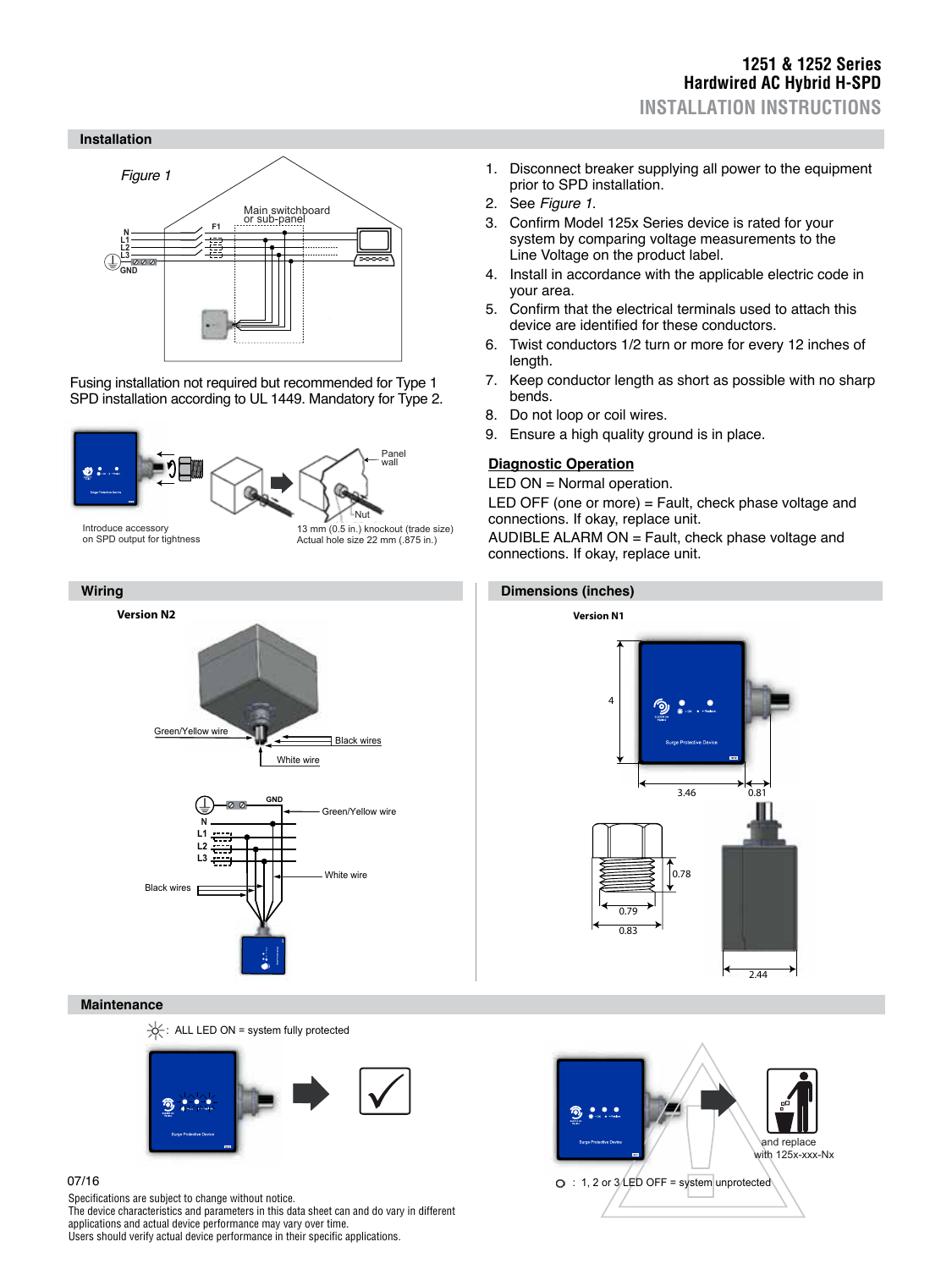## 1251 & 1252 Series
## Hardwired AC Hybrid H-SPD
## INSTALLATION INSTRUCTIONS

## Installation

*Figure 1*

Main switchboard or sub-panel

F1

N
L1
L2
L3
GND

Fusing installation not required but recommended for Type 1 SPD installation according to UL 1449. Mandatory for Type 2.

Panel wall

Nut

Introduce accessory on SPD output for tightness

13 mm (0.5 in.) knockout (trade size) Actual hole size 22 mm (.875 in.)

1. Disconnect breaker supplying all power to the equipment prior to SPD installation.
2. See *Figure 1*.
3. Confirm Model 125x Series device is rated for your system by comparing voltage measurements to the Line Voltage on the product label.
4. Install in accordance with the applicable electric code in your area.
5. Confirm that the electrical terminals used to attach this device are identified for these conductors.
6. Twist conductors 1/2 turn or more for every 12 inches of length.
7. Keep conductor length as short as possible with no sharp bends.
8. Do not loop or coil wires.
9. Ensure a high quality ground is in place.

### Diagnostic Operation

LED ON = Normal operation.

LED OFF (one or more) = Fault, check phase voltage and connections. If okay, replace unit.

AUDIBLE ALARM ON = Fault, check phase voltage and connections. If okay, replace unit.

## Wiring

**Version N2**

Green/Yellow wire

Black wires

White wire

GND

Green/Yellow wire

N
L1
L2
L3

White wire

Black wires

## Dimensions (inches)

**Version N1**

4

3.46

0.81

0.78

0.79

0.83

2.44

## Maintenance

ALL LED ON = system fully protected

and replace with 125x-xxx-Nx

1, 2 or 3 LED OFF = system unprotected

07/16

Specifications are subject to change without notice.
The device characteristics and parameters in this data sheet can and do vary in different applications and actual device performance may vary over time.
Users should verify actual device performance in their specific applications.